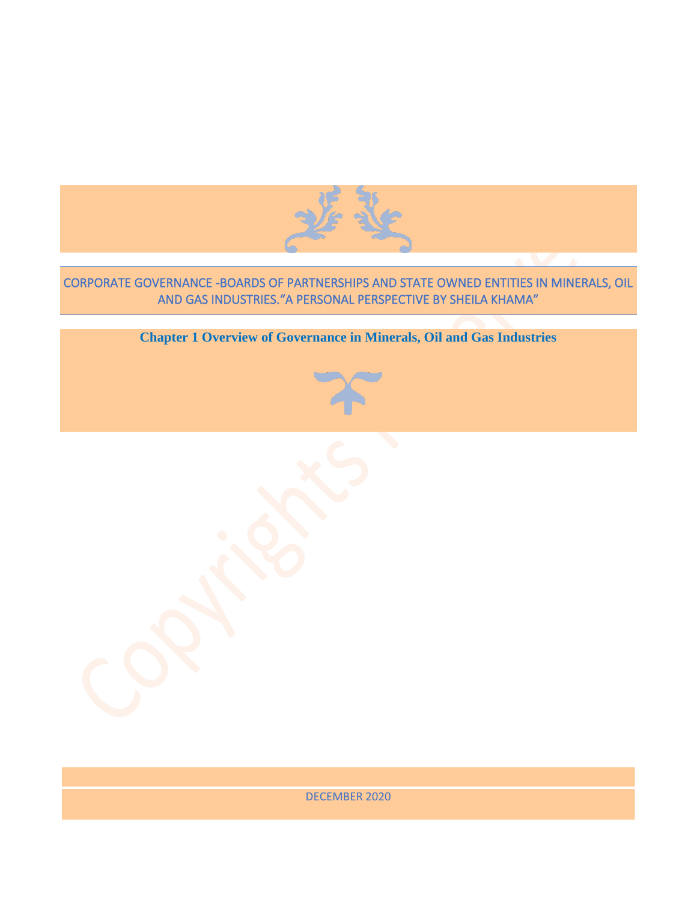# CORPORATE GOVERNANCE -BOARDS OF PARTNERSHIPS AND STATE OWNED ENTITIES IN MINERALS, OIL AND GAS INDUSTRIES."A PERSONAL PERSPECTIVE BY SHEILA KHAMA"

## Chapter 1 Overview of Governance in Minerals, Oil and Gas Industries

DECEMBER 2020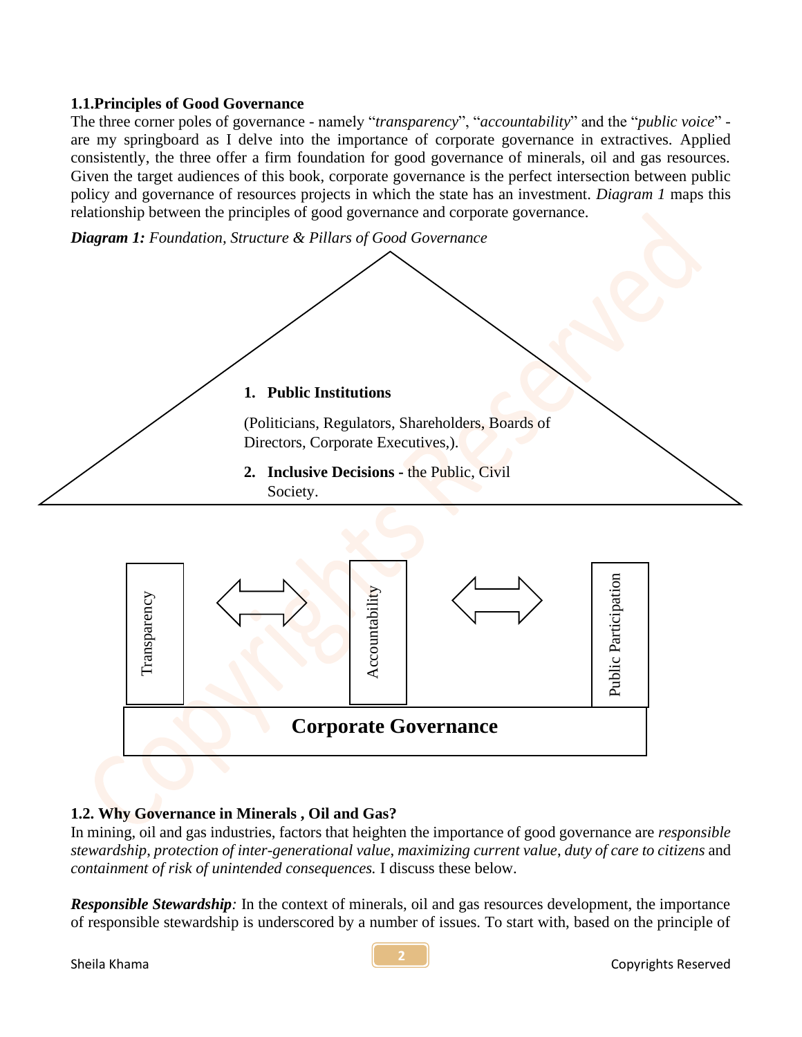### 1.1. Principles of Good Governance

The three corner poles of governance - namely "*transparency*", "*accountability*" and the "*public voice*" - are my springboard as I delve into the importance of corporate governance in extractives. Applied consistently, the three offer a firm foundation for good governance of minerals, oil and gas resources. Given the target audiences of this book, corporate governance is the perfect intersection between public policy and governance of resources projects in which the state has an investment. *Diagram 1* maps this relationship between the principles of good governance and corporate governance.

***Diagram 1:*** *Foundation, Structure & Pillars of Good Governance*

1. **Public Institutions**

   (Politicians, Regulators, Shareholders, Boards of Directors, Corporate Executives,).

2. **Inclusive Decisions -** the Public, Civil Society.

Transparency ⇔ Accountability ⇔ Public Participation

**Corporate Governance**

### 1.2. Why Governance in Minerals , Oil and Gas?

In mining, oil and gas industries, factors that heighten the importance of good governance are *responsible stewardship, protection of inter-generational value, maximizing current value, duty of care to citizens* and *containment of risk of unintended consequences.* I discuss these below.

***Responsible Stewardship:*** In the context of minerals, oil and gas resources development, the importance of responsible stewardship is underscored by a number of issues. To start with, based on the principle of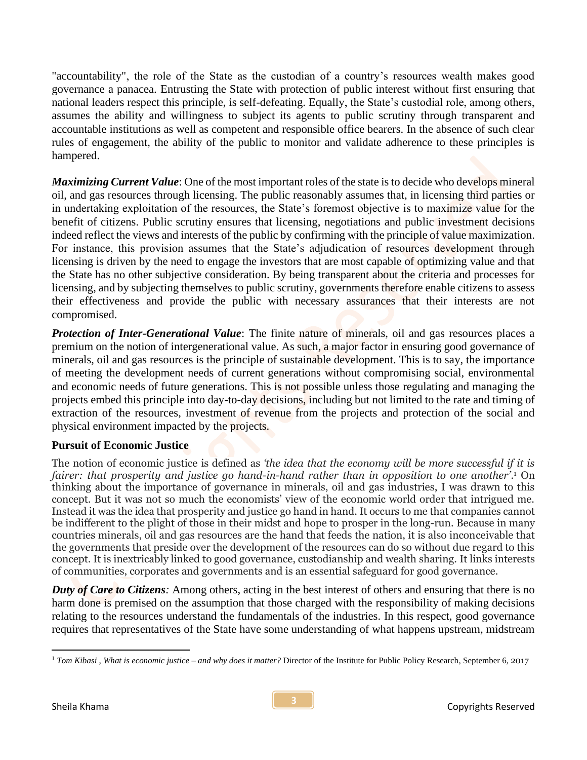"accountability", the role of the State as the custodian of a country's resources wealth makes good governance a panacea. Entrusting the State with protection of public interest without first ensuring that national leaders respect this principle, is self-defeating. Equally, the State's custodial role, among others, assumes the ability and willingness to subject its agents to public scrutiny through transparent and accountable institutions as well as competent and responsible office bearers. In the absence of such clear rules of engagement, the ability of the public to monitor and validate adherence to these principles is hampered.

***Maximizing Current Value***: One of the most important roles of the state is to decide who develops mineral oil, and gas resources through licensing. The public reasonably assumes that, in licensing third parties or in undertaking exploitation of the resources, the State's foremost objective is to maximize value for the benefit of citizens. Public scrutiny ensures that licensing, negotiations and public investment decisions indeed reflect the views and interests of the public by confirming with the principle of value maximization. For instance, this provision assumes that the State's adjudication of resources development through licensing is driven by the need to engage the investors that are most capable of optimizing value and that the State has no other subjective consideration. By being transparent about the criteria and processes for licensing, and by subjecting themselves to public scrutiny, governments therefore enable citizens to assess their effectiveness and provide the public with necessary assurances that their interests are not compromised.

***Protection of Inter-Generational Value***: The finite nature of minerals, oil and gas resources places a premium on the notion of intergenerational value. As such, a major factor in ensuring good governance of minerals, oil and gas resources is the principle of sustainable development. This is to say, the importance of meeting the development needs of current generations without compromising social, environmental and economic needs of future generations. This is not possible unless those regulating and managing the projects embed this principle into day-to-day decisions, including but not limited to the rate and timing of extraction of the resources, investment of revenue from the projects and protection of the social and physical environment impacted by the projects.

**Pursuit of Economic Justice**

The notion of economic justice is defined as *'the idea that the economy will be more successful if it is fairer: that prosperity and justice go hand-in-hand rather than in opposition to one another'*.[1] On thinking about the importance of governance in minerals, oil and gas industries, I was drawn to this concept. But it was not so much the economists' view of the economic world order that intrigued me. Instead it was the idea that prosperity and justice go hand in hand. It occurs to me that companies cannot be indifferent to the plight of those in their midst and hope to prosper in the long-run. Because in many countries minerals, oil and gas resources are the hand that feeds the nation, it is also inconceivable that the governments that preside over the development of the resources can do so without due regard to this concept. It is inextricably linked to good governance, custodianship and wealth sharing. It links interests of communities, corporates and governments and is an essential safeguard for good governance.

***Duty of Care to Citizens****:* Among others, acting in the best interest of others and ensuring that there is no harm done is premised on the assumption that those charged with the responsibility of making decisions relating to the resources understand the fundamentals of the industries. In this respect, good governance requires that representatives of the State have some understanding of what happens upstream, midstream

[1] *Tom Kibasi , What is economic justice – and why does it matter?* Director of the Institute for Public Policy Research, September 6, 2017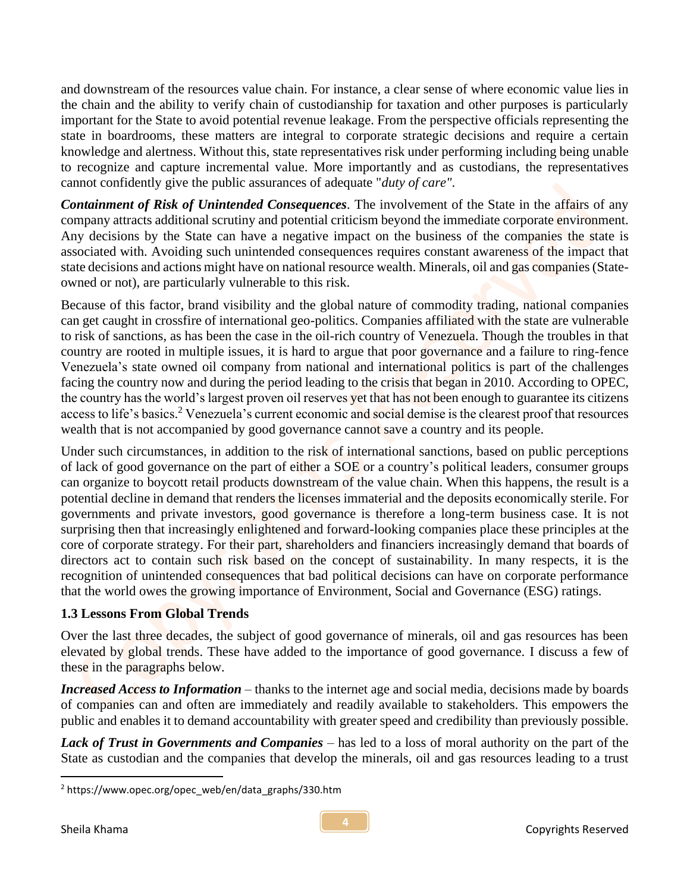and downstream of the resources value chain. For instance, a clear sense of where economic value lies in the chain and the ability to verify chain of custodianship for taxation and other purposes is particularly important for the State to avoid potential revenue leakage. From the perspective officials representing the state in boardrooms, these matters are integral to corporate strategic decisions and require a certain knowledge and alertness. Without this, state representatives risk under performing including being unable to recognize and capture incremental value. More importantly and as custodians, the representatives cannot confidently give the public assurances of adequate "*duty of care"*.

***Containment of Risk of Unintended Consequences***. The involvement of the State in the affairs of any company attracts additional scrutiny and potential criticism beyond the immediate corporate environment. Any decisions by the State can have a negative impact on the business of the companies the state is associated with. Avoiding such unintended consequences requires constant awareness of the impact that state decisions and actions might have on national resource wealth. Minerals, oil and gas companies (State-owned or not), are particularly vulnerable to this risk.

Because of this factor, brand visibility and the global nature of commodity trading, national companies can get caught in crossfire of international geo-politics. Companies affiliated with the state are vulnerable to risk of sanctions, as has been the case in the oil-rich country of Venezuela. Though the troubles in that country are rooted in multiple issues, it is hard to argue that poor governance and a failure to ring-fence Venezuela's state owned oil company from national and international politics is part of the challenges facing the country now and during the period leading to the crisis that began in 2010. According to OPEC, the country has the world's largest proven oil reserves yet that has not been enough to guarantee its citizens access to life's basics.[2] Venezuela's current economic and social demise is the clearest proof that resources wealth that is not accompanied by good governance cannot save a country and its people.

Under such circumstances, in addition to the risk of international sanctions, based on public perceptions of lack of good governance on the part of either a SOE or a country's political leaders, consumer groups can organize to boycott retail products downstream of the value chain. When this happens, the result is a potential decline in demand that renders the licenses immaterial and the deposits economically sterile. For governments and private investors, good governance is therefore a long-term business case. It is not surprising then that increasingly enlightened and forward-looking companies place these principles at the core of corporate strategy. For their part, shareholders and financiers increasingly demand that boards of directors act to contain such risk based on the concept of sustainability. In many respects, it is the recognition of unintended consequences that bad political decisions can have on corporate performance that the world owes the growing importance of Environment, Social and Governance (ESG) ratings.

### 1.3 Lessons From Global Trends

Over the last three decades, the subject of good governance of minerals, oil and gas resources has been elevated by global trends. These have added to the importance of good governance. I discuss a few of these in the paragraphs below.

***Increased Access to Information*** – thanks to the internet age and social media, decisions made by boards of companies can and often are immediately and readily available to stakeholders. This empowers the public and enables it to demand accountability with greater speed and credibility than previously possible.

***Lack of Trust in Governments and Companies*** – has led to a loss of moral authority on the part of the State as custodian and the companies that develop the minerals, oil and gas resources leading to a trust

---

[2] https://www.opec.org/opec_web/en/data_graphs/330.htm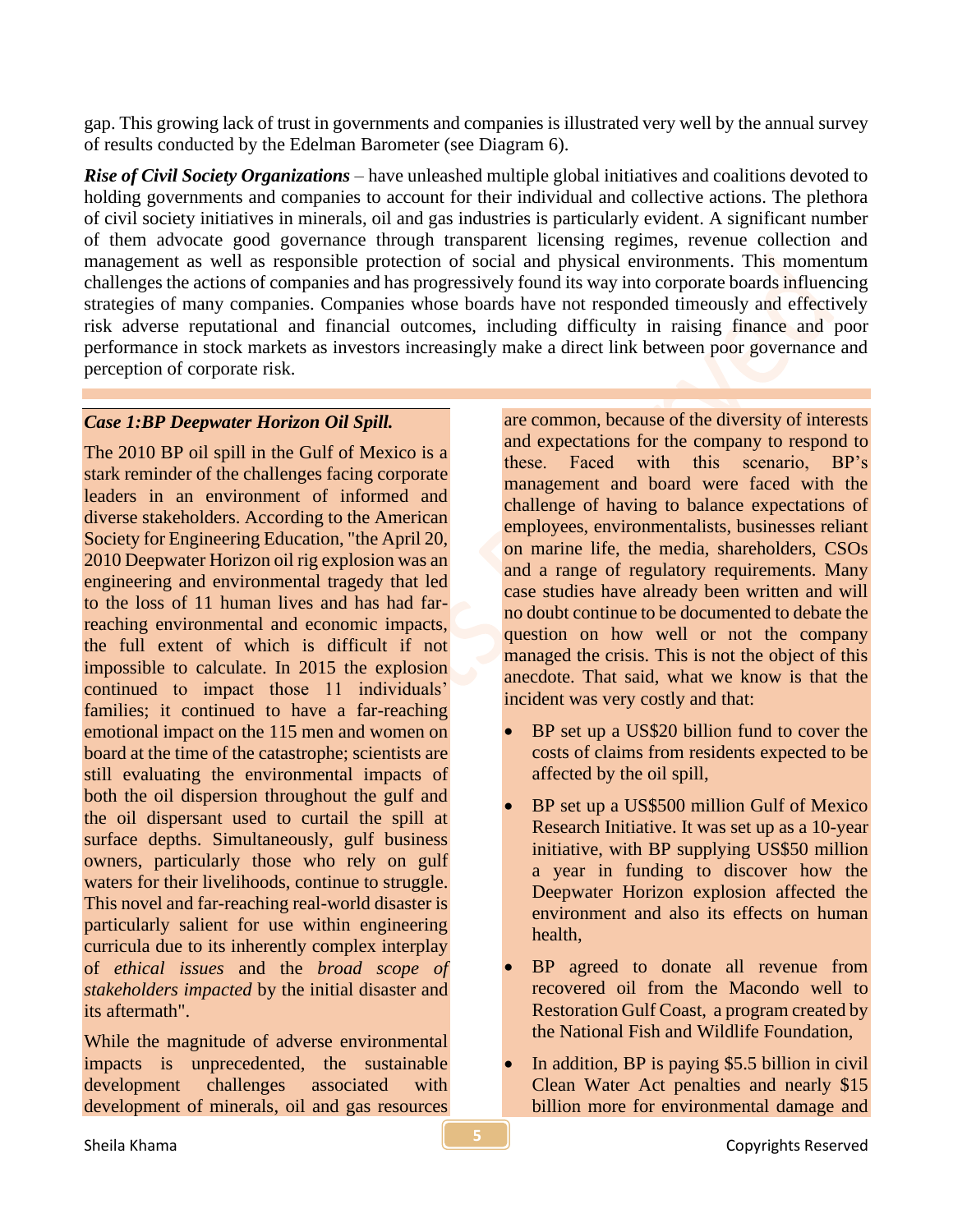gap. This growing lack of trust in governments and companies is illustrated very well by the annual survey of results conducted by the Edelman Barometer (see Diagram 6).

***Rise of Civil Society Organizations*** – have unleashed multiple global initiatives and coalitions devoted to holding governments and companies to account for their individual and collective actions. The plethora of civil society initiatives in minerals, oil and gas industries is particularly evident. A significant number of them advocate good governance through transparent licensing regimes, revenue collection and management as well as responsible protection of social and physical environments. This momentum challenges the actions of companies and has progressively found its way into corporate boards influencing strategies of many companies. Companies whose boards have not responded timeously and effectively risk adverse reputational and financial outcomes, including difficulty in raising finance and poor performance in stock markets as investors increasingly make a direct link between poor governance and perception of corporate risk.

***Case 1:BP Deepwater Horizon Oil Spill.***

The 2010 BP oil spill in the Gulf of Mexico is a stark reminder of the challenges facing corporate leaders in an environment of informed and diverse stakeholders. According to the American Society for Engineering Education, "the April 20, 2010 Deepwater Horizon oil rig explosion was an engineering and environmental tragedy that led to the loss of 11 human lives and has had far-reaching environmental and economic impacts, the full extent of which is difficult if not impossible to calculate. In 2015 the explosion continued to impact those 11 individuals' families; it continued to have a far-reaching emotional impact on the 115 men and women on board at the time of the catastrophe; scientists are still evaluating the environmental impacts of both the oil dispersion throughout the gulf and the oil dispersant used to curtail the spill at surface depths. Simultaneously, gulf business owners, particularly those who rely on gulf waters for their livelihoods, continue to struggle. This novel and far-reaching real-world disaster is particularly salient for use within engineering curricula due to its inherently complex interplay of *ethical issues* and the *broad scope of stakeholders impacted* by the initial disaster and its aftermath".

While the magnitude of adverse environmental impacts is unprecedented, the sustainable development challenges associated with development of minerals, oil and gas resources are common, because of the diversity of interests and expectations for the company to respond to these. Faced with this scenario, BP's management and board were faced with the challenge of having to balance expectations of employees, environmentalists, businesses reliant on marine life, the media, shareholders, CSOs and a range of regulatory requirements. Many case studies have already been written and will no doubt continue to be documented to debate the question on how well or not the company managed the crisis. This is not the object of this anecdote. That said, what we know is that the incident was very costly and that:

- BP set up a US$20 billion fund to cover the costs of claims from residents expected to be affected by the oil spill,
- BP set up a US$500 million Gulf of Mexico Research Initiative. It was set up as a 10-year initiative, with BP supplying US$50 million a year in funding to discover how the Deepwater Horizon explosion affected the environment and also its effects on human health,
- BP agreed to donate all revenue from recovered oil from the Macondo well to Restoration Gulf Coast, a program created by the National Fish and Wildlife Foundation,
- In addition, BP is paying $5.5 billion in civil Clean Water Act penalties and nearly $15 billion more for environmental damage and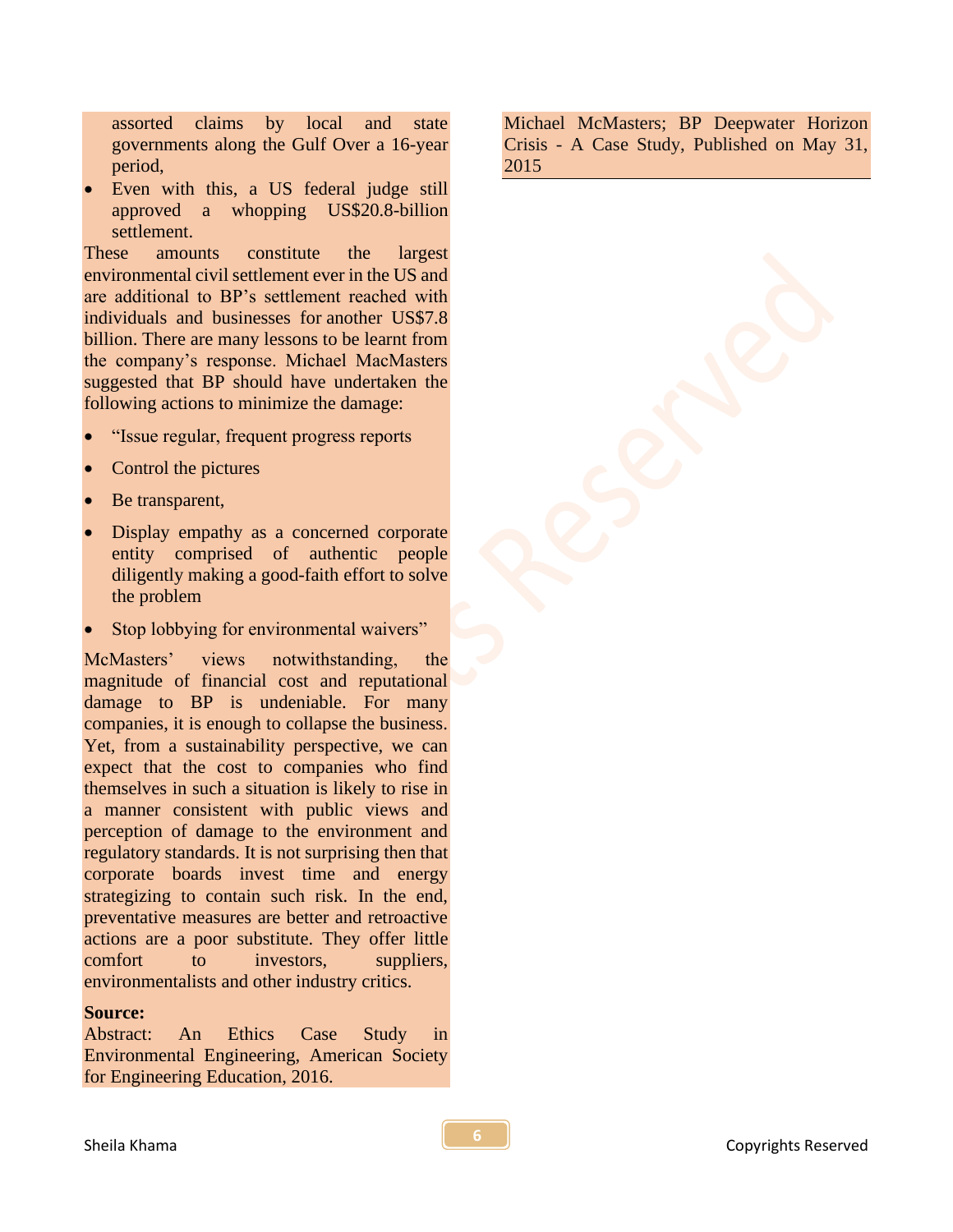assorted claims by local and state governments along the Gulf Over a 16-year period,

- Even with this, a US federal judge still approved a whopping US$20.8-billion settlement.

These amounts constitute the largest environmental civil settlement ever in the US and are additional to BP's settlement reached with individuals and businesses for another US$7.8 billion. There are many lessons to be learnt from the company's response. Michael MacMasters suggested that BP should have undertaken the following actions to minimize the damage:

- "Issue regular, frequent progress reports
- Control the pictures
- Be transparent,
- Display empathy as a concerned corporate entity comprised of authentic people diligently making a good-faith effort to solve the problem
- Stop lobbying for environmental waivers"

McMasters' views notwithstanding, the magnitude of financial cost and reputational damage to BP is undeniable. For many companies, it is enough to collapse the business. Yet, from a sustainability perspective, we can expect that the cost to companies who find themselves in such a situation is likely to rise in a manner consistent with public views and perception of damage to the environment and regulatory standards. It is not surprising then that corporate boards invest time and energy strategizing to contain such risk. In the end, preventative measures are better and retroactive actions are a poor substitute. They offer little comfort to investors, suppliers, environmentalists and other industry critics.

**Source:**
Abstract: An Ethics Case Study in Environmental Engineering, American Society for Engineering Education, 2016.

Michael McMasters; BP Deepwater Horizon Crisis - A Case Study, Published on May 31, 2015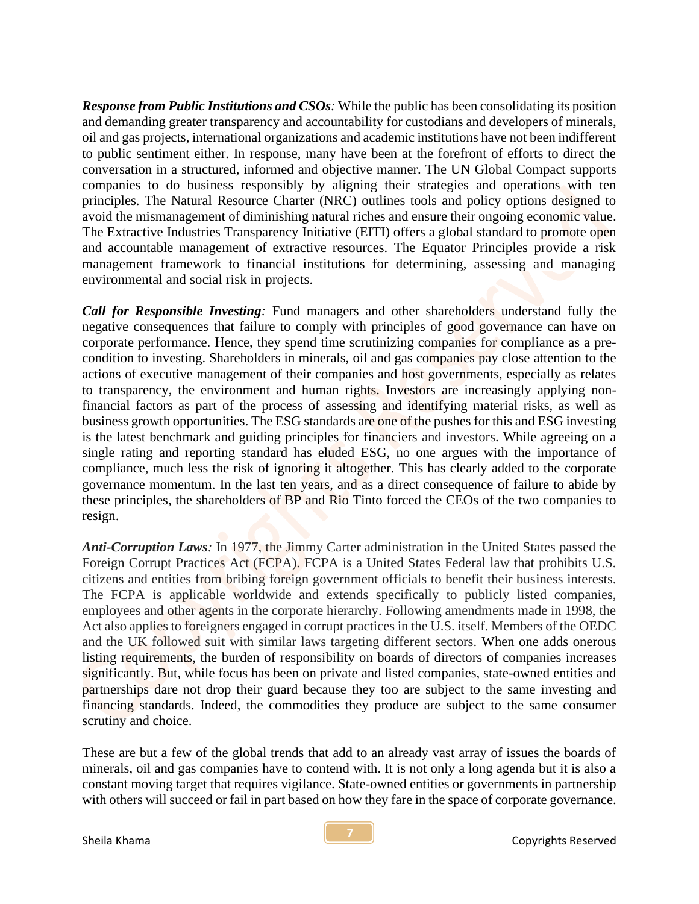***Response from Public Institutions and CSOs**:* While the public has been consolidating its position and demanding greater transparency and accountability for custodians and developers of minerals, oil and gas projects, international organizations and academic institutions have not been indifferent to public sentiment either. In response, many have been at the forefront of efforts to direct the conversation in a structured, informed and objective manner. The UN Global Compact supports companies to do business responsibly by aligning their strategies and operations with ten principles. The Natural Resource Charter (NRC) outlines tools and policy options designed to avoid the mismanagement of diminishing natural riches and ensure their ongoing economic value. The Extractive Industries Transparency Initiative (EITI) offers a global standard to promote open and accountable management of extractive resources. The Equator Principles provide a risk management framework to financial institutions for determining, assessing and managing environmental and social risk in projects.

***Call for Responsible Investing**:* Fund managers and other shareholders understand fully the negative consequences that failure to comply with principles of good governance can have on corporate performance. Hence, they spend time scrutinizing companies for compliance as a pre-condition to investing. Shareholders in minerals, oil and gas companies pay close attention to the actions of executive management of their companies and host governments, especially as relates to transparency, the environment and human rights. Investors are increasingly applying non-financial factors as part of the process of assessing and identifying material risks, as well as business growth opportunities. The ESG standards are one of the pushes for this and ESG investing is the latest benchmark and guiding principles for financiers and investors. While agreeing on a single rating and reporting standard has eluded ESG, no one argues with the importance of compliance, much less the risk of ignoring it altogether. This has clearly added to the corporate governance momentum. In the last ten years, and as a direct consequence of failure to abide by these principles, the shareholders of BP and Rio Tinto forced the CEOs of the two companies to resign.

***Anti-Corruption Laws**:* In 1977, the Jimmy Carter administration in the United States passed the Foreign Corrupt Practices Act (FCPA). FCPA is a United States Federal law that prohibits U.S. citizens and entities from bribing foreign government officials to benefit their business interests. The FCPA is applicable worldwide and extends specifically to publicly listed companies, employees and other agents in the corporate hierarchy. Following amendments made in 1998, the Act also applies to foreigners engaged in corrupt practices in the U.S. itself. Members of the OEDC and the UK followed suit with similar laws targeting different sectors. When one adds onerous listing requirements, the burden of responsibility on boards of directors of companies increases significantly. But, while focus has been on private and listed companies, state-owned entities and partnerships dare not drop their guard because they too are subject to the same investing and financing standards. Indeed, the commodities they produce are subject to the same consumer scrutiny and choice.

These are but a few of the global trends that add to an already vast array of issues the boards of minerals, oil and gas companies have to contend with. It is not only a long agenda but it is also a constant moving target that requires vigilance. State-owned entities or governments in partnership with others will succeed or fail in part based on how they fare in the space of corporate governance.